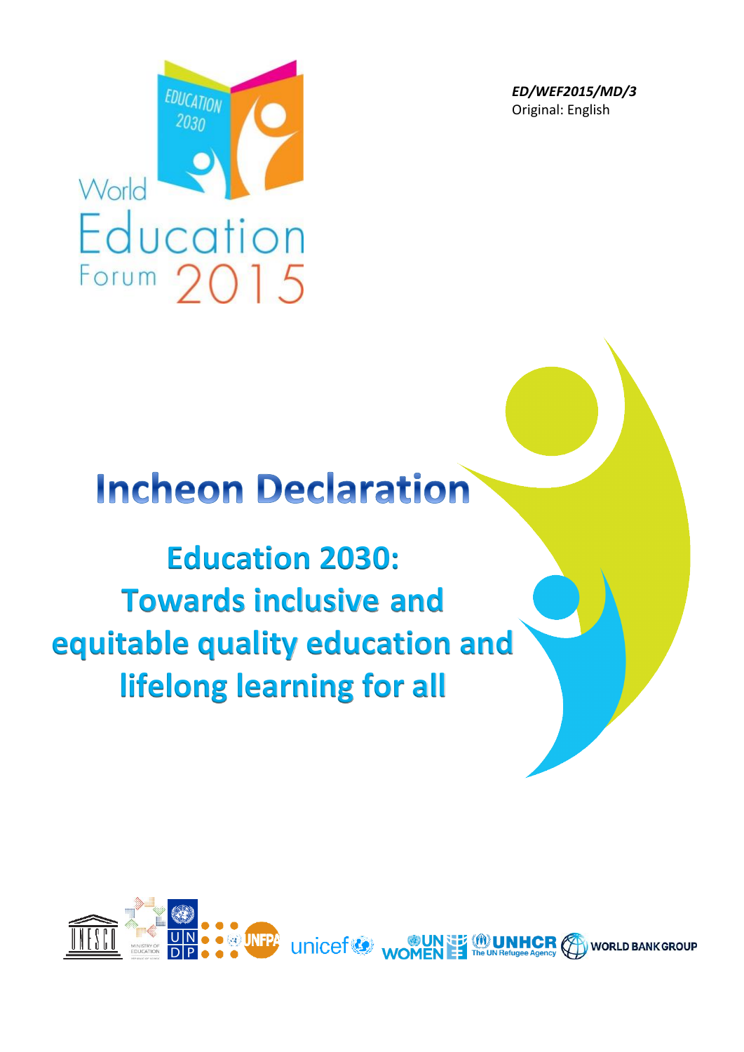*ED/WEF2015/MD/3*
Original: English

World Education Forum 2015

# Incheon Declaration

## Education 2030: Towards inclusive and equitable quality education and lifelong learning for all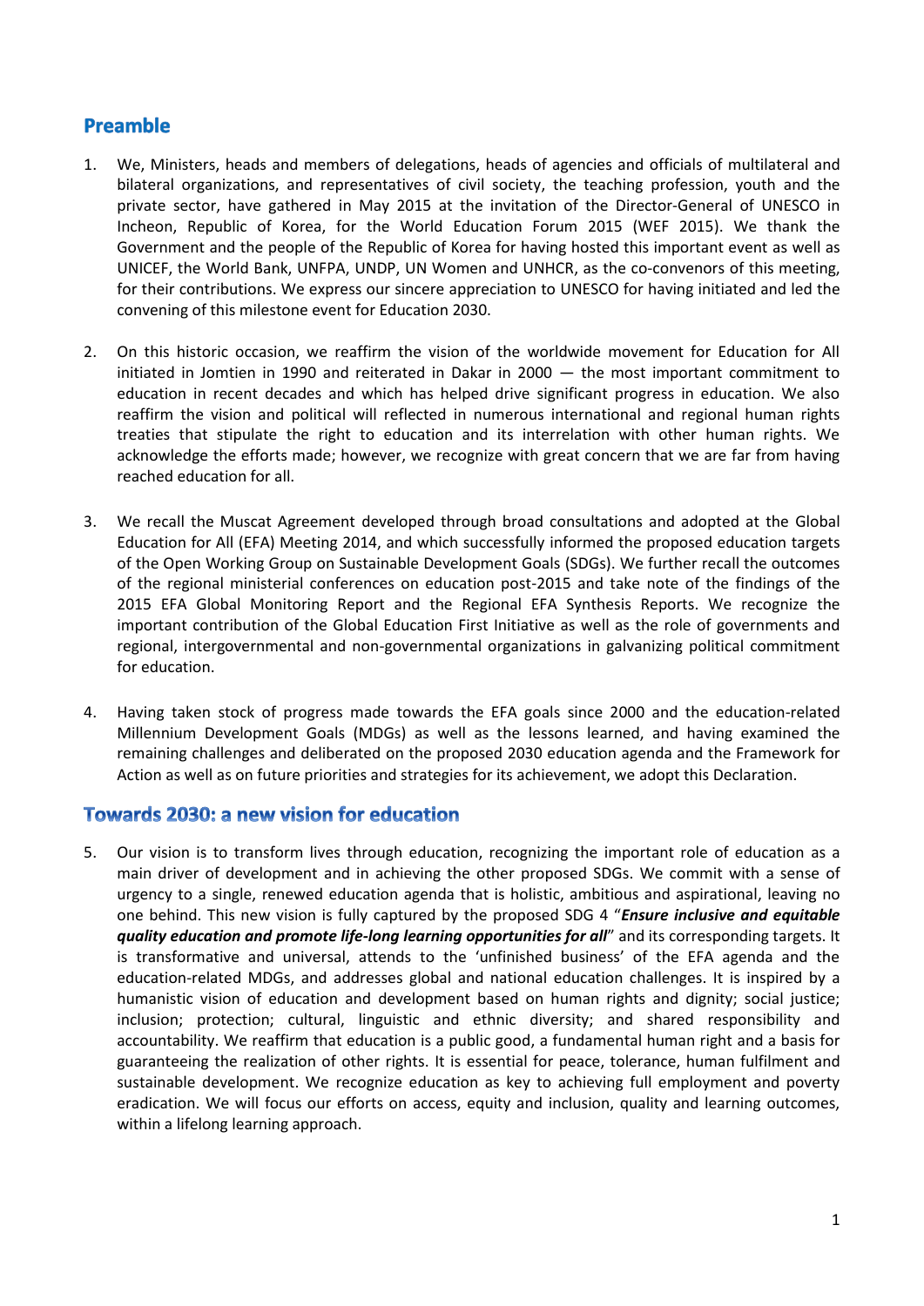## Preamble

1. We, Ministers, heads and members of delegations, heads of agencies and officials of multilateral and bilateral organizations, and representatives of civil society, the teaching profession, youth and the private sector, have gathered in May 2015 at the invitation of the Director-General of UNESCO in Incheon, Republic of Korea, for the World Education Forum 2015 (WEF 2015). We thank the Government and the people of the Republic of Korea for having hosted this important event as well as UNICEF, the World Bank, UNFPA, UNDP, UN Women and UNHCR, as the co-convenors of this meeting, for their contributions. We express our sincere appreciation to UNESCO for having initiated and led the convening of this milestone event for Education 2030.

2. On this historic occasion, we reaffirm the vision of the worldwide movement for Education for All initiated in Jomtien in 1990 and reiterated in Dakar in 2000 — the most important commitment to education in recent decades and which has helped drive significant progress in education. We also reaffirm the vision and political will reflected in numerous international and regional human rights treaties that stipulate the right to education and its interrelation with other human rights. We acknowledge the efforts made; however, we recognize with great concern that we are far from having reached education for all.

3. We recall the Muscat Agreement developed through broad consultations and adopted at the Global Education for All (EFA) Meeting 2014, and which successfully informed the proposed education targets of the Open Working Group on Sustainable Development Goals (SDGs). We further recall the outcomes of the regional ministerial conferences on education post-2015 and take note of the findings of the 2015 EFA Global Monitoring Report and the Regional EFA Synthesis Reports. We recognize the important contribution of the Global Education First Initiative as well as the role of governments and regional, intergovernmental and non-governmental organizations in galvanizing political commitment for education.

4. Having taken stock of progress made towards the EFA goals since 2000 and the education-related Millennium Development Goals (MDGs) as well as the lessons learned, and having examined the remaining challenges and deliberated on the proposed 2030 education agenda and the Framework for Action as well as on future priorities and strategies for its achievement, we adopt this Declaration.

## Towards 2030: a new vision for education

5. Our vision is to transform lives through education, recognizing the important role of education as a main driver of development and in achieving the other proposed SDGs. We commit with a sense of urgency to a single, renewed education agenda that is holistic, ambitious and aspirational, leaving no one behind. This new vision is fully captured by the proposed SDG 4 "***Ensure inclusive and equitable quality education and promote life-long learning opportunities for all***" and its corresponding targets. It is transformative and universal, attends to the 'unfinished business' of the EFA agenda and the education-related MDGs, and addresses global and national education challenges. It is inspired by a humanistic vision of education and development based on human rights and dignity; social justice; inclusion; protection; cultural, linguistic and ethnic diversity; and shared responsibility and accountability. We reaffirm that education is a public good, a fundamental human right and a basis for guaranteeing the realization of other rights. It is essential for peace, tolerance, human fulfilment and sustainable development. We recognize education as key to achieving full employment and poverty eradication. We will focus our efforts on access, equity and inclusion, quality and learning outcomes, within a lifelong learning approach.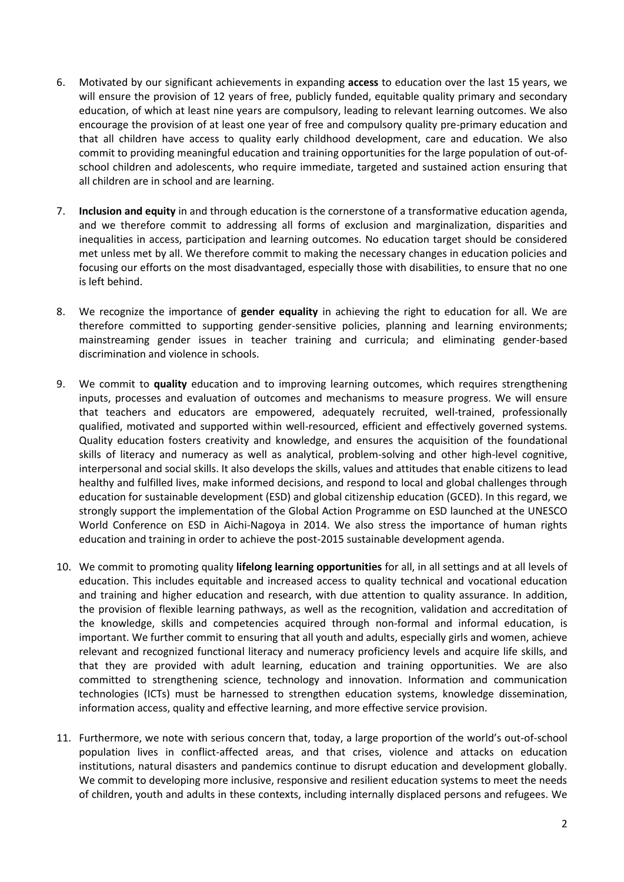6. Motivated by our significant achievements in expanding **access** to education over the last 15 years, we will ensure the provision of 12 years of free, publicly funded, equitable quality primary and secondary education, of which at least nine years are compulsory, leading to relevant learning outcomes. We also encourage the provision of at least one year of free and compulsory quality pre-primary education and that all children have access to quality early childhood development, care and education. We also commit to providing meaningful education and training opportunities for the large population of out-of-school children and adolescents, who require immediate, targeted and sustained action ensuring that all children are in school and are learning.

7. **Inclusion and equity** in and through education is the cornerstone of a transformative education agenda, and we therefore commit to addressing all forms of exclusion and marginalization, disparities and inequalities in access, participation and learning outcomes. No education target should be considered met unless met by all. We therefore commit to making the necessary changes in education policies and focusing our efforts on the most disadvantaged, especially those with disabilities, to ensure that no one is left behind.

8. We recognize the importance of **gender equality** in achieving the right to education for all. We are therefore committed to supporting gender-sensitive policies, planning and learning environments; mainstreaming gender issues in teacher training and curricula; and eliminating gender-based discrimination and violence in schools.

9. We commit to **quality** education and to improving learning outcomes, which requires strengthening inputs, processes and evaluation of outcomes and mechanisms to measure progress. We will ensure that teachers and educators are empowered, adequately recruited, well-trained, professionally qualified, motivated and supported within well-resourced, efficient and effectively governed systems. Quality education fosters creativity and knowledge, and ensures the acquisition of the foundational skills of literacy and numeracy as well as analytical, problem-solving and other high-level cognitive, interpersonal and social skills. It also develops the skills, values and attitudes that enable citizens to lead healthy and fulfilled lives, make informed decisions, and respond to local and global challenges through education for sustainable development (ESD) and global citizenship education (GCED). In this regard, we strongly support the implementation of the Global Action Programme on ESD launched at the UNESCO World Conference on ESD in Aichi-Nagoya in 2014. We also stress the importance of human rights education and training in order to achieve the post-2015 sustainable development agenda.

10. We commit to promoting quality **lifelong learning opportunities** for all, in all settings and at all levels of education. This includes equitable and increased access to quality technical and vocational education and training and higher education and research, with due attention to quality assurance. In addition, the provision of flexible learning pathways, as well as the recognition, validation and accreditation of the knowledge, skills and competencies acquired through non-formal and informal education, is important. We further commit to ensuring that all youth and adults, especially girls and women, achieve relevant and recognized functional literacy and numeracy proficiency levels and acquire life skills, and that they are provided with adult learning, education and training opportunities. We are also committed to strengthening science, technology and innovation. Information and communication technologies (ICTs) must be harnessed to strengthen education systems, knowledge dissemination, information access, quality and effective learning, and more effective service provision.

11. Furthermore, we note with serious concern that, today, a large proportion of the world's out-of-school population lives in conflict-affected areas, and that crises, violence and attacks on education institutions, natural disasters and pandemics continue to disrupt education and development globally. We commit to developing more inclusive, responsive and resilient education systems to meet the needs of children, youth and adults in these contexts, including internally displaced persons and refugees. We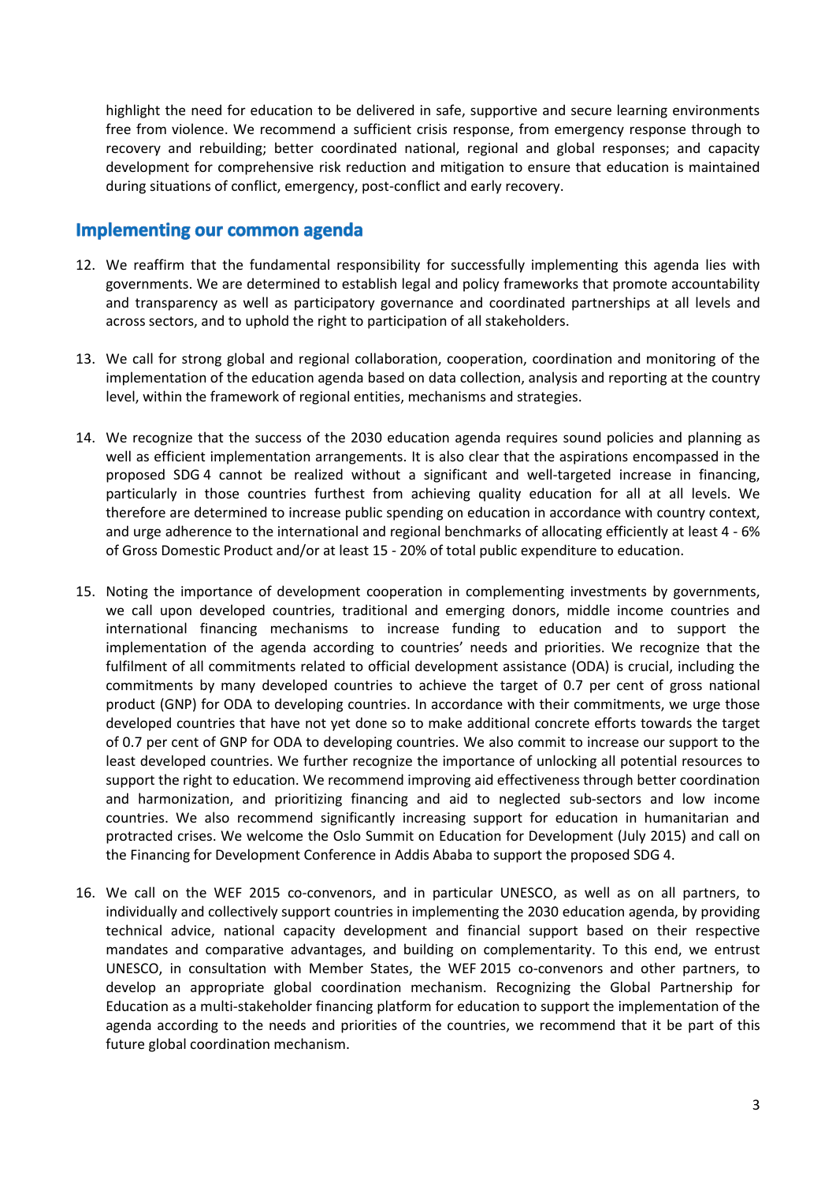highlight the need for education to be delivered in safe, supportive and secure learning environments free from violence. We recommend a sufficient crisis response, from emergency response through to recovery and rebuilding; better coordinated national, regional and global responses; and capacity development for comprehensive risk reduction and mitigation to ensure that education is maintained during situations of conflict, emergency, post-conflict and early recovery.

## Implementing our common agenda

12. We reaffirm that the fundamental responsibility for successfully implementing this agenda lies with governments. We are determined to establish legal and policy frameworks that promote accountability and transparency as well as participatory governance and coordinated partnerships at all levels and across sectors, and to uphold the right to participation of all stakeholders.

13. We call for strong global and regional collaboration, cooperation, coordination and monitoring of the implementation of the education agenda based on data collection, analysis and reporting at the country level, within the framework of regional entities, mechanisms and strategies.

14. We recognize that the success of the 2030 education agenda requires sound policies and planning as well as efficient implementation arrangements. It is also clear that the aspirations encompassed in the proposed SDG 4 cannot be realized without a significant and well-targeted increase in financing, particularly in those countries furthest from achieving quality education for all at all levels. We therefore are determined to increase public spending on education in accordance with country context, and urge adherence to the international and regional benchmarks of allocating efficiently at least 4 - 6% of Gross Domestic Product and/or at least 15 - 20% of total public expenditure to education.

15. Noting the importance of development cooperation in complementing investments by governments, we call upon developed countries, traditional and emerging donors, middle income countries and international financing mechanisms to increase funding to education and to support the implementation of the agenda according to countries' needs and priorities. We recognize that the fulfilment of all commitments related to official development assistance (ODA) is crucial, including the commitments by many developed countries to achieve the target of 0.7 per cent of gross national product (GNP) for ODA to developing countries. In accordance with their commitments, we urge those developed countries that have not yet done so to make additional concrete efforts towards the target of 0.7 per cent of GNP for ODA to developing countries. We also commit to increase our support to the least developed countries. We further recognize the importance of unlocking all potential resources to support the right to education. We recommend improving aid effectiveness through better coordination and harmonization, and prioritizing financing and aid to neglected sub-sectors and low income countries. We also recommend significantly increasing support for education in humanitarian and protracted crises. We welcome the Oslo Summit on Education for Development (July 2015) and call on the Financing for Development Conference in Addis Ababa to support the proposed SDG 4.

16. We call on the WEF 2015 co-convenors, and in particular UNESCO, as well as on all partners, to individually and collectively support countries in implementing the 2030 education agenda, by providing technical advice, national capacity development and financial support based on their respective mandates and comparative advantages, and building on complementarity. To this end, we entrust UNESCO, in consultation with Member States, the WEF 2015 co-convenors and other partners, to develop an appropriate global coordination mechanism. Recognizing the Global Partnership for Education as a multi-stakeholder financing platform for education to support the implementation of the agenda according to the needs and priorities of the countries, we recommend that it be part of this future global coordination mechanism.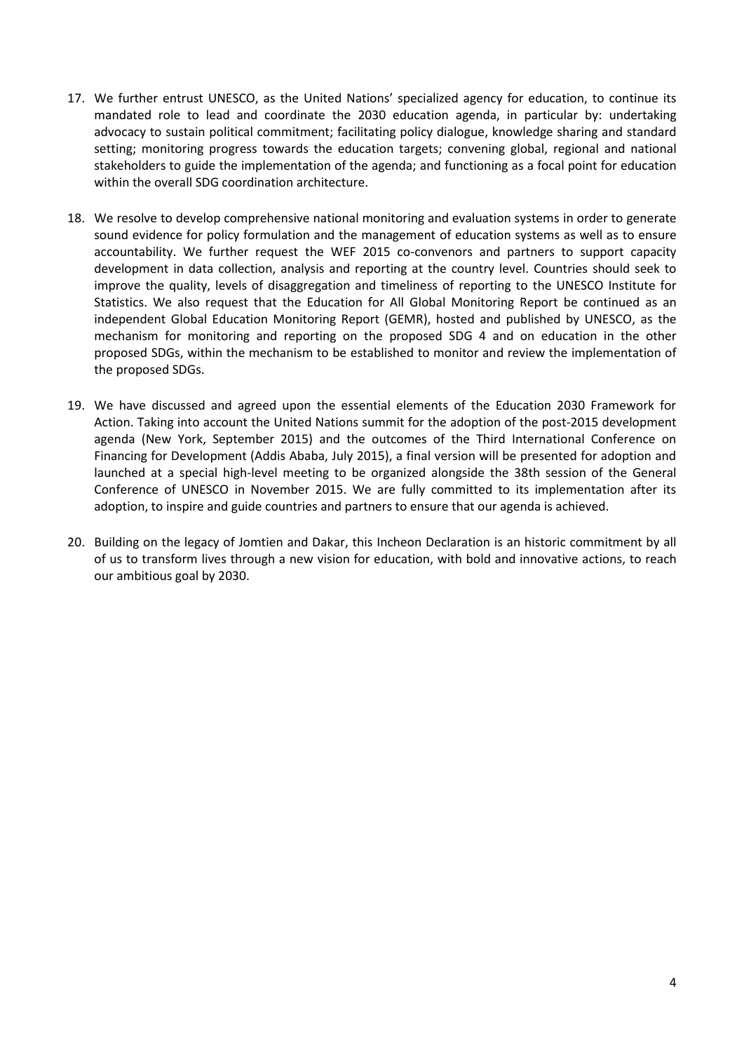17. We further entrust UNESCO, as the United Nations' specialized agency for education, to continue its mandated role to lead and coordinate the 2030 education agenda, in particular by: undertaking advocacy to sustain political commitment; facilitating policy dialogue, knowledge sharing and standard setting; monitoring progress towards the education targets; convening global, regional and national stakeholders to guide the implementation of the agenda; and functioning as a focal point for education within the overall SDG coordination architecture.

18. We resolve to develop comprehensive national monitoring and evaluation systems in order to generate sound evidence for policy formulation and the management of education systems as well as to ensure accountability. We further request the WEF 2015 co-convenors and partners to support capacity development in data collection, analysis and reporting at the country level. Countries should seek to improve the quality, levels of disaggregation and timeliness of reporting to the UNESCO Institute for Statistics. We also request that the Education for All Global Monitoring Report be continued as an independent Global Education Monitoring Report (GEMR), hosted and published by UNESCO, as the mechanism for monitoring and reporting on the proposed SDG 4 and on education in the other proposed SDGs, within the mechanism to be established to monitor and review the implementation of the proposed SDGs.

19. We have discussed and agreed upon the essential elements of the Education 2030 Framework for Action. Taking into account the United Nations summit for the adoption of the post-2015 development agenda (New York, September 2015) and the outcomes of the Third International Conference on Financing for Development (Addis Ababa, July 2015), a final version will be presented for adoption and launched at a special high-level meeting to be organized alongside the 38th session of the General Conference of UNESCO in November 2015. We are fully committed to its implementation after its adoption, to inspire and guide countries and partners to ensure that our agenda is achieved.

20. Building on the legacy of Jomtien and Dakar, this Incheon Declaration is an historic commitment by all of us to transform lives through a new vision for education, with bold and innovative actions, to reach our ambitious goal by 2030.